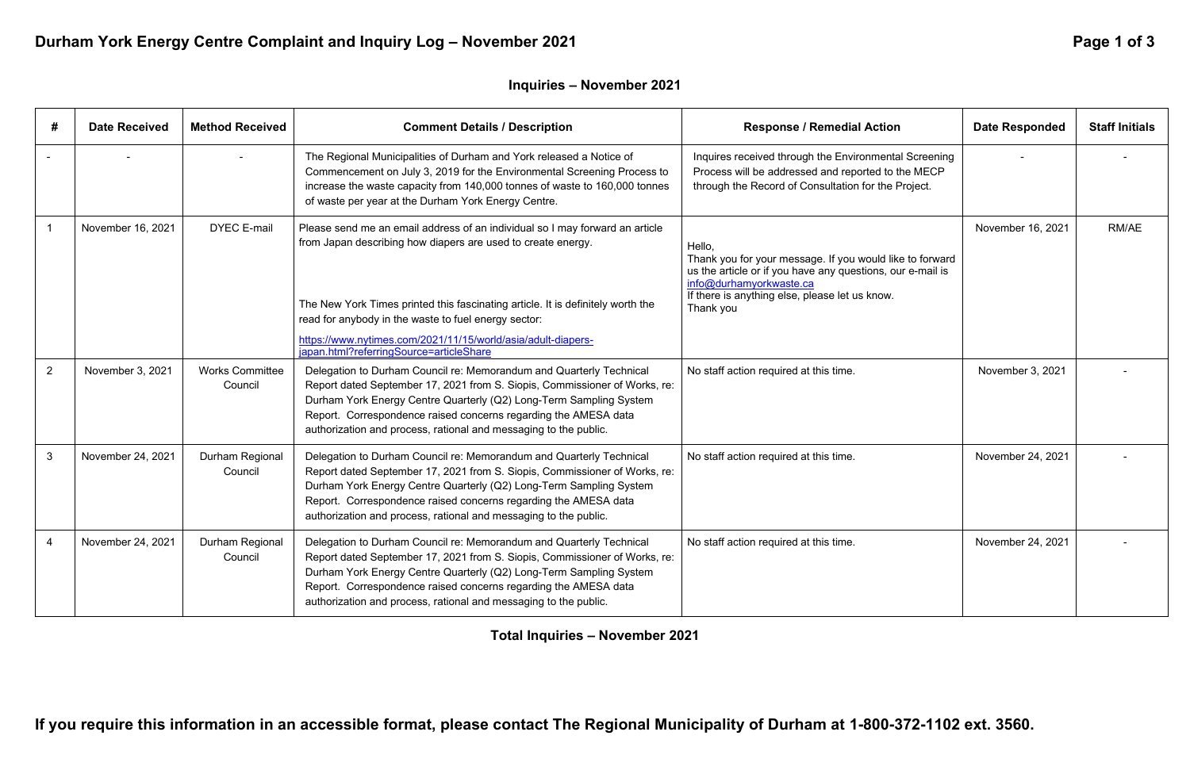# Durham York Energy Centre Complaint and Inquiry Log – November 2021

## Inquiries – November 2021

| # | Date Received | Method Received | Comment Details / Description | Response / Remedial Action | Date Responded | Staff Initials |
|---|---|---|---|---|---|---|
| - | - | - | The Regional Municipalities of Durham and York released a Notice of Commencement on July 3, 2019 for the Environmental Screening Process to increase the waste capacity from 140,000 tonnes of waste to 160,000 tonnes of waste per year at the Durham York Energy Centre. | Inquires received through the Environmental Screening Process will be addressed and reported to the MECP through the Record of Consultation for the Project. | - | - |
| 1 | November 16, 2021 | DYEC E-mail | Please send me an email address of an individual so I may forward an article from Japan describing how diapers are used to create energy.<br><br>The New York Times printed this fascinating article. It is definitely worth the read for anybody in the waste to fuel energy sector:<br>https://www.nytimes.com/2021/11/15/world/asia/adult-diapers-japan.html?referringSource=articleShare | Hello,<br>Thank you for your message. If you would like to forward us the article or if you have any questions, our e-mail is info@durhamyorkwaste.ca<br>If there is anything else, please let us know.<br>Thank you | November 16, 2021 | RM/AE |
| 2 | November 3, 2021 | Works Committee Council | Delegation to Durham Council re: Memorandum and Quarterly Technical Report dated September 17, 2021 from S. Siopis, Commissioner of Works, re: Durham York Energy Centre Quarterly (Q2) Long-Term Sampling System Report. Correspondence raised concerns regarding the AMESA data authorization and process, rational and messaging to the public. | No staff action required at this time. | November 3, 2021 | - |
| 3 | November 24, 2021 | Durham Regional Council | Delegation to Durham Council re: Memorandum and Quarterly Technical Report dated September 17, 2021 from S. Siopis, Commissioner of Works, re: Durham York Energy Centre Quarterly (Q2) Long-Term Sampling System Report. Correspondence raised concerns regarding the AMESA data authorization and process, rational and messaging to the public. | No staff action required at this time. | November 24, 2021 | - |
| 4 | November 24, 2021 | Durham Regional Council | Delegation to Durham Council re: Memorandum and Quarterly Technical Report dated September 17, 2021 from S. Siopis, Commissioner of Works, re: Durham York Energy Centre Quarterly (Q2) Long-Term Sampling System Report. Correspondence raised concerns regarding the AMESA data authorization and process, rational and messaging to the public. | No staff action required at this time. | November 24, 2021 | - |

**Total Inquiries – November 2021**

**If you require this information in an accessible format, please contact The Regional Municipality of Durham at 1-800-372-1102 ext. 3560.**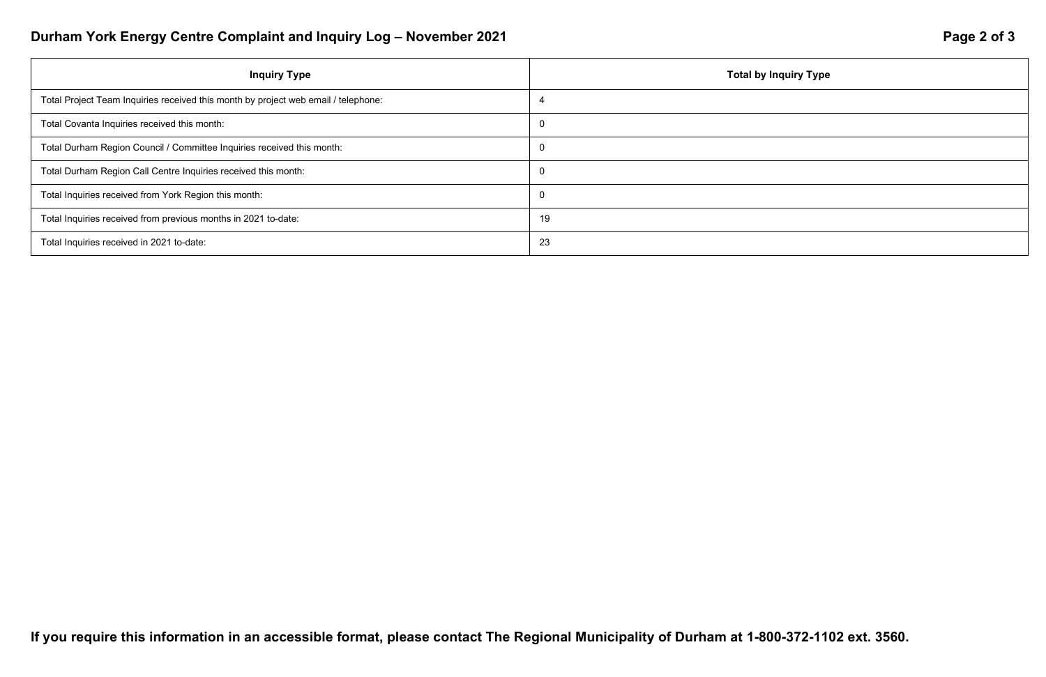| Inquiry Type | Total by Inquiry Type |
| --- | --- |
| Total Project Team Inquiries received this month by project web email / telephone: | 4 |
| Total Covanta Inquiries received this month: | 0 |
| Total Durham Region Council / Committee Inquiries received this month: | 0 |
| Total Durham Region Call Centre Inquiries received this month: | 0 |
| Total Inquiries received from York Region this month: | 0 |
| Total Inquiries received from previous months in 2021 to-date: | 19 |
| Total Inquiries received in 2021 to-date: | 23 |

**If you require this information in an accessible format, please contact The Regional Municipality of Durham at 1-800-372-1102 ext. 3560.**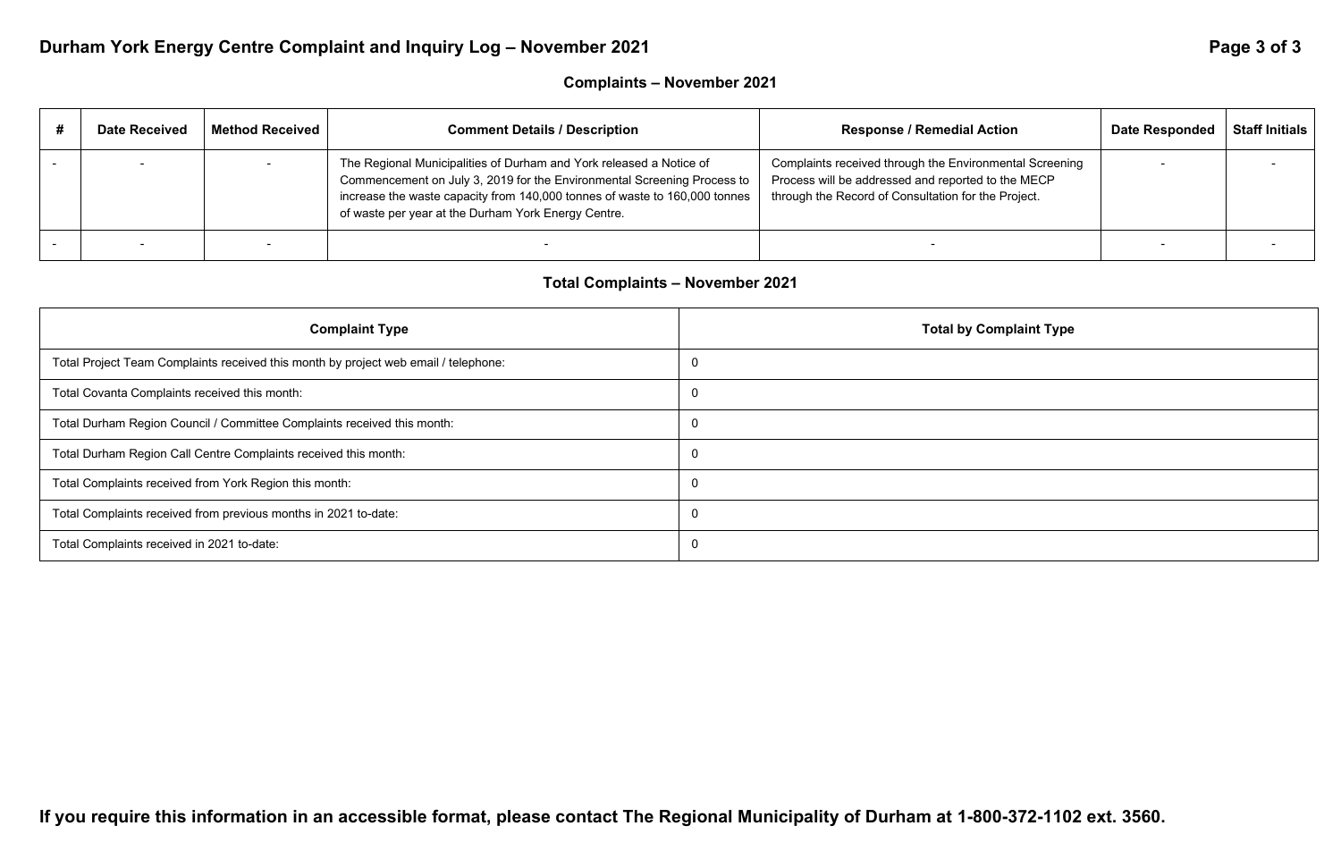## Durham York Energy Centre Complaint and Inquiry Log – November 2021

### Complaints – November 2021

| # | Date Received | Method Received | Comment Details / Description | Response / Remedial Action | Date Responded | Staff Initials |
|---|---|---|---|---|---|---|
| - | - | - | The Regional Municipalities of Durham and York released a Notice of Commencement on July 3, 2019 for the Environmental Screening Process to increase the waste capacity from 140,000 tonnes of waste to 160,000 tonnes of waste per year at the Durham York Energy Centre. | Complaints received through the Environmental Screening Process will be addressed and reported to the MECP through the Record of Consultation for the Project. | - | - |
| - | - | - | - | - | - | - |

### Total Complaints – November 2021

| Complaint Type | Total by Complaint Type |
|---|---|
| Total Project Team Complaints received this month by project web email / telephone: | 0 |
| Total Covanta Complaints received this month: | 0 |
| Total Durham Region Council / Committee Complaints received this month: | 0 |
| Total Durham Region Call Centre Complaints received this month: | 0 |
| Total Complaints received from York Region this month: | 0 |
| Total Complaints received from previous months in 2021 to-date: | 0 |
| Total Complaints received in 2021 to-date: | 0 |

**If you require this information in an accessible format, please contact The Regional Municipality of Durham at 1-800-372-1102 ext. 3560.**